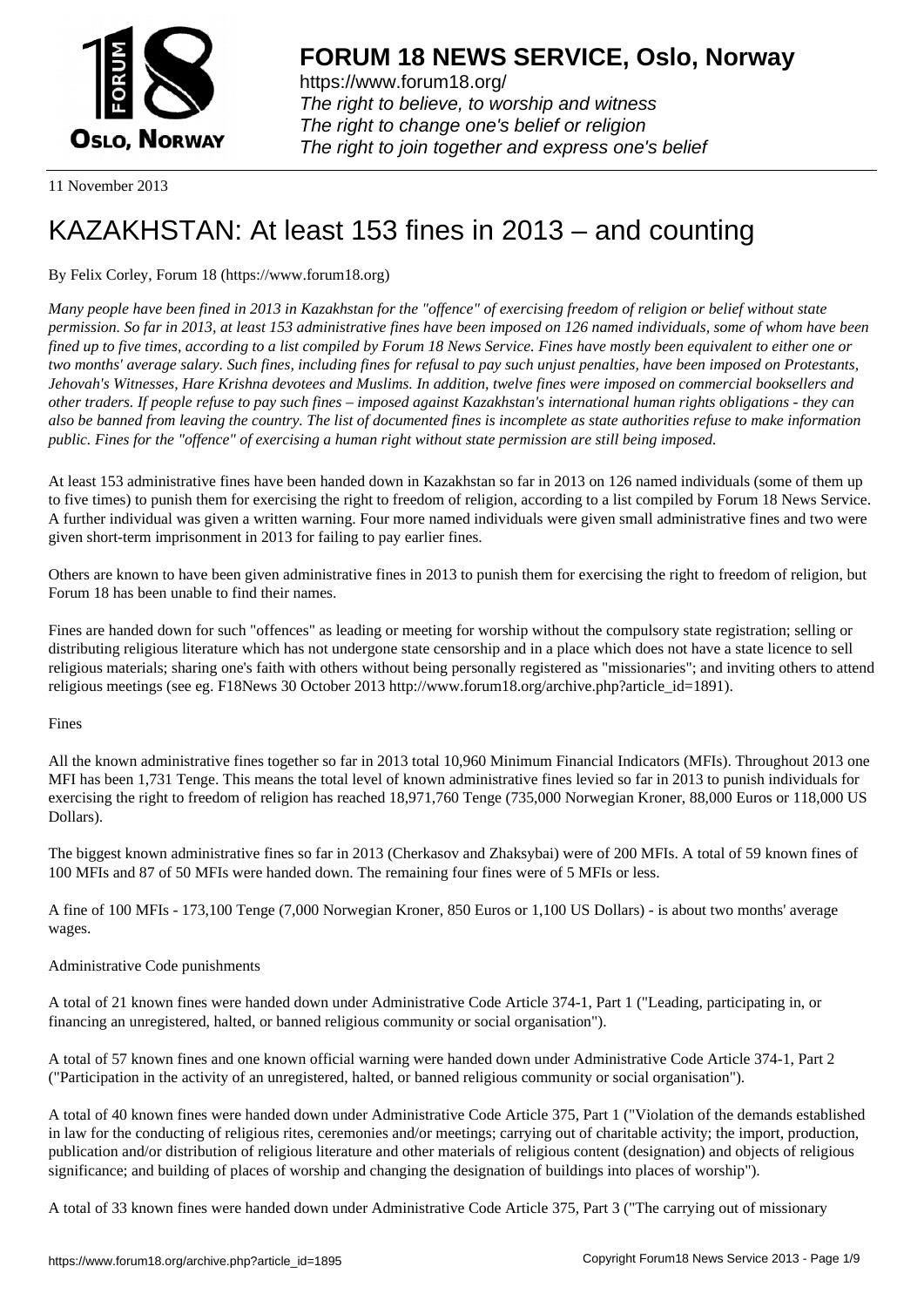**FORUM 18 NEWS SERVICE, Oslo, Norway**

https://www.forum18.org/
*The right to believe, to worship and witness*
*The right to change one's belief or religion*
*The right to join together and express one's belief*

11 November 2013

# KAZAKHSTAN: At least 153 fines in 2013 – and counting

By Felix Corley, Forum 18 (https://www.forum18.org)

*Many people have been fined in 2013 in Kazakhstan for the "offence" of exercising freedom of religion or belief without state permission. So far in 2013, at least 153 administrative fines have been imposed on 126 named individuals, some of whom have been fined up to five times, according to a list compiled by Forum 18 News Service. Fines have mostly been equivalent to either one or two months' average salary. Such fines, including fines for refusal to pay such unjust penalties, have been imposed on Protestants, Jehovah's Witnesses, Hare Krishna devotees and Muslims. In addition, twelve fines were imposed on commercial booksellers and other traders. If people refuse to pay such fines – imposed against Kazakhstan's international human rights obligations - they can also be banned from leaving the country. The list of documented fines is incomplete as state authorities refuse to make information public. Fines for the "offence" of exercising a human right without state permission are still being imposed.*

At least 153 administrative fines have been handed down in Kazakhstan so far in 2013 on 126 named individuals (some of them up to five times) to punish them for exercising the right to freedom of religion, according to a list compiled by Forum 18 News Service. A further individual was given a written warning. Four more named individuals were given small administrative fines and two were given short-term imprisonment in 2013 for failing to pay earlier fines.

Others are known to have been given administrative fines in 2013 to punish them for exercising the right to freedom of religion, but Forum 18 has been unable to find their names.

Fines are handed down for such "offences" as leading or meeting for worship without the compulsory state registration; selling or distributing religious literature which has not undergone state censorship and in a place which does not have a state licence to sell religious materials; sharing one's faith with others without being personally registered as "missionaries"; and inviting others to attend religious meetings (see eg. F18News 30 October 2013 http://www.forum18.org/archive.php?article_id=1891).

## Fines

All the known administrative fines together so far in 2013 total 10,960 Minimum Financial Indicators (MFIs). Throughout 2013 one MFI has been 1,731 Tenge. This means the total level of known administrative fines levied so far in 2013 to punish individuals for exercising the right to freedom of religion has reached 18,971,760 Tenge (735,000 Norwegian Kroner, 88,000 Euros or 118,000 US Dollars).

The biggest known administrative fines so far in 2013 (Cherkasov and Zhaksybai) were of 200 MFIs. A total of 59 known fines of 100 MFIs and 87 of 50 MFIs were handed down. The remaining four fines were of 5 MFIs or less.

A fine of 100 MFIs - 173,100 Tenge (7,000 Norwegian Kroner, 850 Euros or 1,100 US Dollars) - is about two months' average wages.

## Administrative Code punishments

A total of 21 known fines were handed down under Administrative Code Article 374-1, Part 1 ("Leading, participating in, or financing an unregistered, halted, or banned religious community or social organisation").

A total of 57 known fines and one known official warning were handed down under Administrative Code Article 374-1, Part 2 ("Participation in the activity of an unregistered, halted, or banned religious community or social organisation").

A total of 40 known fines were handed down under Administrative Code Article 375, Part 1 ("Violation of the demands established in law for the conducting of religious rites, ceremonies and/or meetings; carrying out of charitable activity; the import, production, publication and/or distribution of religious literature and other materials of religious content (designation) and objects of religious significance; and building of places of worship and changing the designation of buildings into places of worship").

A total of 33 known fines were handed down under Administrative Code Article 375, Part 3 ("The carrying out of missionary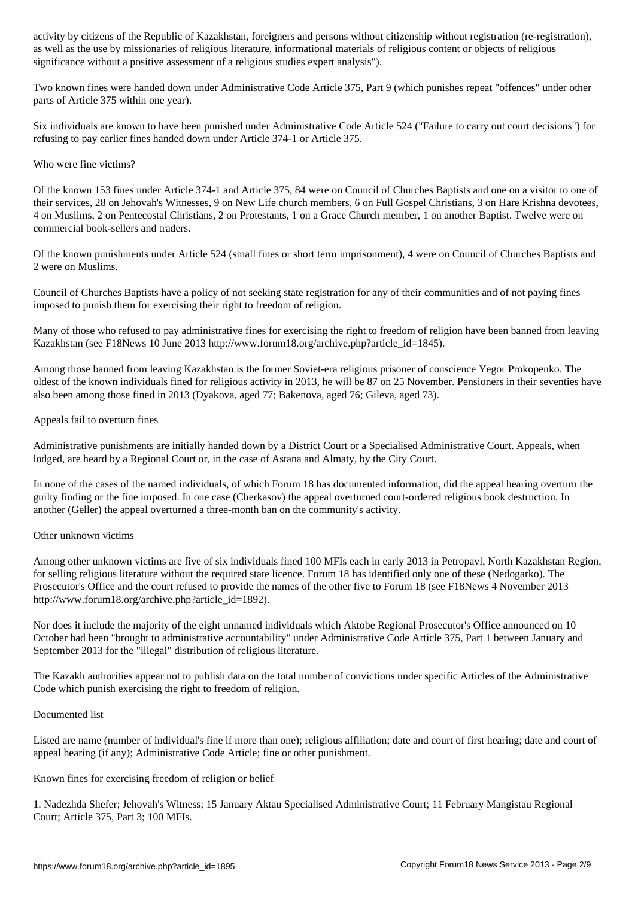activity by citizens of the Republic of Kazakhstan, foreigners and persons without citizenship without registration (re-registration), as well as the use by missionaries of religious literature, informational materials of religious content or objects of religious significance without a positive assessment of a religious studies expert analysis").

Two known fines were handed down under Administrative Code Article 375, Part 9 (which punishes repeat "offences" under other parts of Article 375 within one year).

Six individuals are known to have been punished under Administrative Code Article 524 ("Failure to carry out court decisions") for refusing to pay earlier fines handed down under Article 374-1 or Article 375.

## Who were fine victims?

Of the known 153 fines under Article 374-1 and Article 375, 84 were on Council of Churches Baptists and one on a visitor to one of their services, 28 on Jehovah's Witnesses, 9 on New Life church members, 6 on Full Gospel Christians, 3 on Hare Krishna devotees, 4 on Muslims, 2 on Pentecostal Christians, 2 on Protestants, 1 on a Grace Church member, 1 on another Baptist. Twelve were on commercial book-sellers and traders.

Of the known punishments under Article 524 (small fines or short term imprisonment), 4 were on Council of Churches Baptists and 2 were on Muslims.

Council of Churches Baptists have a policy of not seeking state registration for any of their communities and of not paying fines imposed to punish them for exercising their right to freedom of religion.

Many of those who refused to pay administrative fines for exercising the right to freedom of religion have been banned from leaving Kazakhstan (see F18News 10 June 2013 http://www.forum18.org/archive.php?article_id=1845).

Among those banned from leaving Kazakhstan is the former Soviet-era religious prisoner of conscience Yegor Prokopenko. The oldest of the known individuals fined for religious activity in 2013, he will be 87 on 25 November. Pensioners in their seventies have also been among those fined in 2013 (Dyakova, aged 77; Bakenova, aged 76; Gileva, aged 73).

## Appeals fail to overturn fines

Administrative punishments are initially handed down by a District Court or a Specialised Administrative Court. Appeals, when lodged, are heard by a Regional Court or, in the case of Astana and Almaty, by the City Court.

In none of the cases of the named individuals, of which Forum 18 has documented information, did the appeal hearing overturn the guilty finding or the fine imposed. In one case (Cherkasov) the appeal overturned court-ordered religious book destruction. In another (Geller) the appeal overturned a three-month ban on the community's activity.

## Other unknown victims

Among other unknown victims are five of six individuals fined 100 MFIs each in early 2013 in Petropavl, North Kazakhstan Region, for selling religious literature without the required state licence. Forum 18 has identified only one of these (Nedogarko). The Prosecutor's Office and the court refused to provide the names of the other five to Forum 18 (see F18News 4 November 2013 http://www.forum18.org/archive.php?article_id=1892).

Nor does it include the majority of the eight unnamed individuals which Aktobe Regional Prosecutor's Office announced on 10 October had been "brought to administrative accountability" under Administrative Code Article 375, Part 1 between January and September 2013 for the "illegal" distribution of religious literature.

The Kazakh authorities appear not to publish data on the total number of convictions under specific Articles of the Administrative Code which punish exercising the right to freedom of religion.

## Documented list

Listed are name (number of individual's fine if more than one); religious affiliation; date and court of first hearing; date and court of appeal hearing (if any); Administrative Code Article; fine or other punishment.

## Known fines for exercising freedom of religion or belief

1. Nadezhda Shefer; Jehovah's Witness; 15 January Aktau Specialised Administrative Court; 11 February Mangistau Regional Court; Article 375, Part 3; 100 MFIs.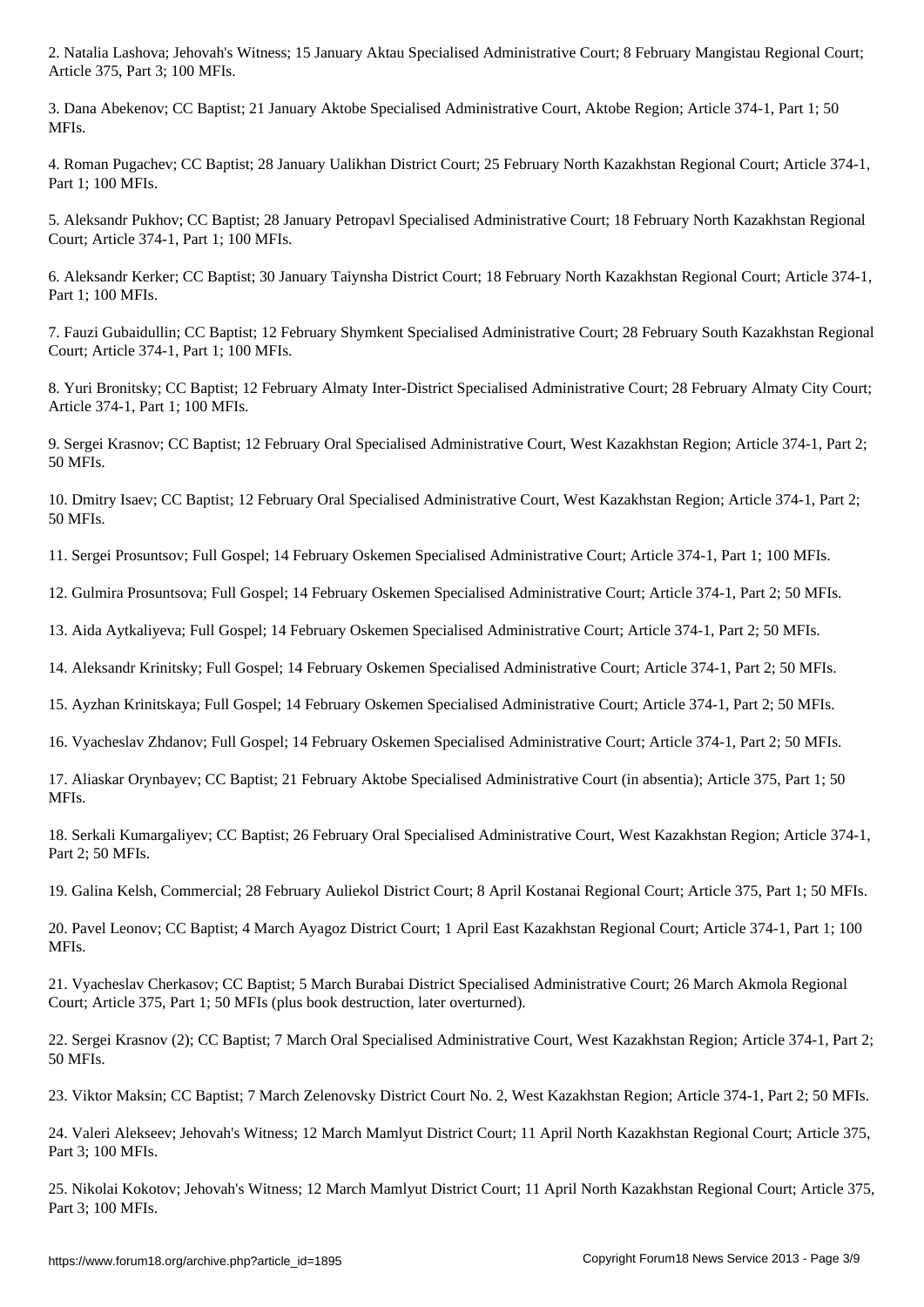2. Natalia Lashova; Jehovah's Witness; 15 January Aktau Specialised Administrative Court; 8 February Mangistau Regional Court; Article 375, Part 3; 100 MFIs.

3. Dana Abekenov; CC Baptist; 21 January Aktobe Specialised Administrative Court, Aktobe Region; Article 374-1, Part 1; 50 MFIs.

4. Roman Pugachev; CC Baptist; 28 January Ualikhan District Court; 25 February North Kazakhstan Regional Court; Article 374-1, Part 1; 100 MFIs.

5. Aleksandr Pukhov; CC Baptist; 28 January Petropavl Specialised Administrative Court; 18 February North Kazakhstan Regional Court; Article 374-1, Part 1; 100 MFIs.

6. Aleksandr Kerker; CC Baptist; 30 January Taiynsha District Court; 18 February North Kazakhstan Regional Court; Article 374-1, Part 1; 100 MFIs.

7. Fauzi Gubaidullin; CC Baptist; 12 February Shymkent Specialised Administrative Court; 28 February South Kazakhstan Regional Court; Article 374-1, Part 1; 100 MFIs.

8. Yuri Bronitsky; CC Baptist; 12 February Almaty Inter-District Specialised Administrative Court; 28 February Almaty City Court; Article 374-1, Part 1; 100 MFIs.

9. Sergei Krasnov; CC Baptist; 12 February Oral Specialised Administrative Court, West Kazakhstan Region; Article 374-1, Part 2; 50 MFIs.

10. Dmitry Isaev; CC Baptist; 12 February Oral Specialised Administrative Court, West Kazakhstan Region; Article 374-1, Part 2; 50 MFIs.

11. Sergei Prosuntsov; Full Gospel; 14 February Oskemen Specialised Administrative Court; Article 374-1, Part 1; 100 MFIs.

12. Gulmira Prosuntsova; Full Gospel; 14 February Oskemen Specialised Administrative Court; Article 374-1, Part 2; 50 MFIs.

13. Aida Aytkaliyeva; Full Gospel; 14 February Oskemen Specialised Administrative Court; Article 374-1, Part 2; 50 MFIs.

14. Aleksandr Krinitsky; Full Gospel; 14 February Oskemen Specialised Administrative Court; Article 374-1, Part 2; 50 MFIs.

15. Ayzhan Krinitskaya; Full Gospel; 14 February Oskemen Specialised Administrative Court; Article 374-1, Part 2; 50 MFIs.

16. Vyacheslav Zhdanov; Full Gospel; 14 February Oskemen Specialised Administrative Court; Article 374-1, Part 2; 50 MFIs.

17. Aliaskar Orynbayev; CC Baptist; 21 February Aktobe Specialised Administrative Court (in absentia); Article 375, Part 1; 50 MFIs.

18. Serkali Kumargaliyev; CC Baptist; 26 February Oral Specialised Administrative Court, West Kazakhstan Region; Article 374-1, Part 2; 50 MFIs.

19. Galina Kelsh, Commercial; 28 February Auliekol District Court; 8 April Kostanai Regional Court; Article 375, Part 1; 50 MFIs.

20. Pavel Leonov; CC Baptist; 4 March Ayagoz District Court; 1 April East Kazakhstan Regional Court; Article 374-1, Part 1; 100 MFIs.

21. Vyacheslav Cherkasov; CC Baptist; 5 March Burabai District Specialised Administrative Court; 26 March Akmola Regional Court; Article 375, Part 1; 50 MFIs (plus book destruction, later overturned).

22. Sergei Krasnov (2); CC Baptist; 7 March Oral Specialised Administrative Court, West Kazakhstan Region; Article 374-1, Part 2; 50 MFIs.

23. Viktor Maksin; CC Baptist; 7 March Zelenovsky District Court No. 2, West Kazakhstan Region; Article 374-1, Part 2; 50 MFIs.

24. Valeri Alekseev; Jehovah's Witness; 12 March Mamlyut District Court; 11 April North Kazakhstan Regional Court; Article 375, Part 3; 100 MFIs.

25. Nikolai Kokotov; Jehovah's Witness; 12 March Mamlyut District Court; 11 April North Kazakhstan Regional Court; Article 375, Part 3; 100 MFIs.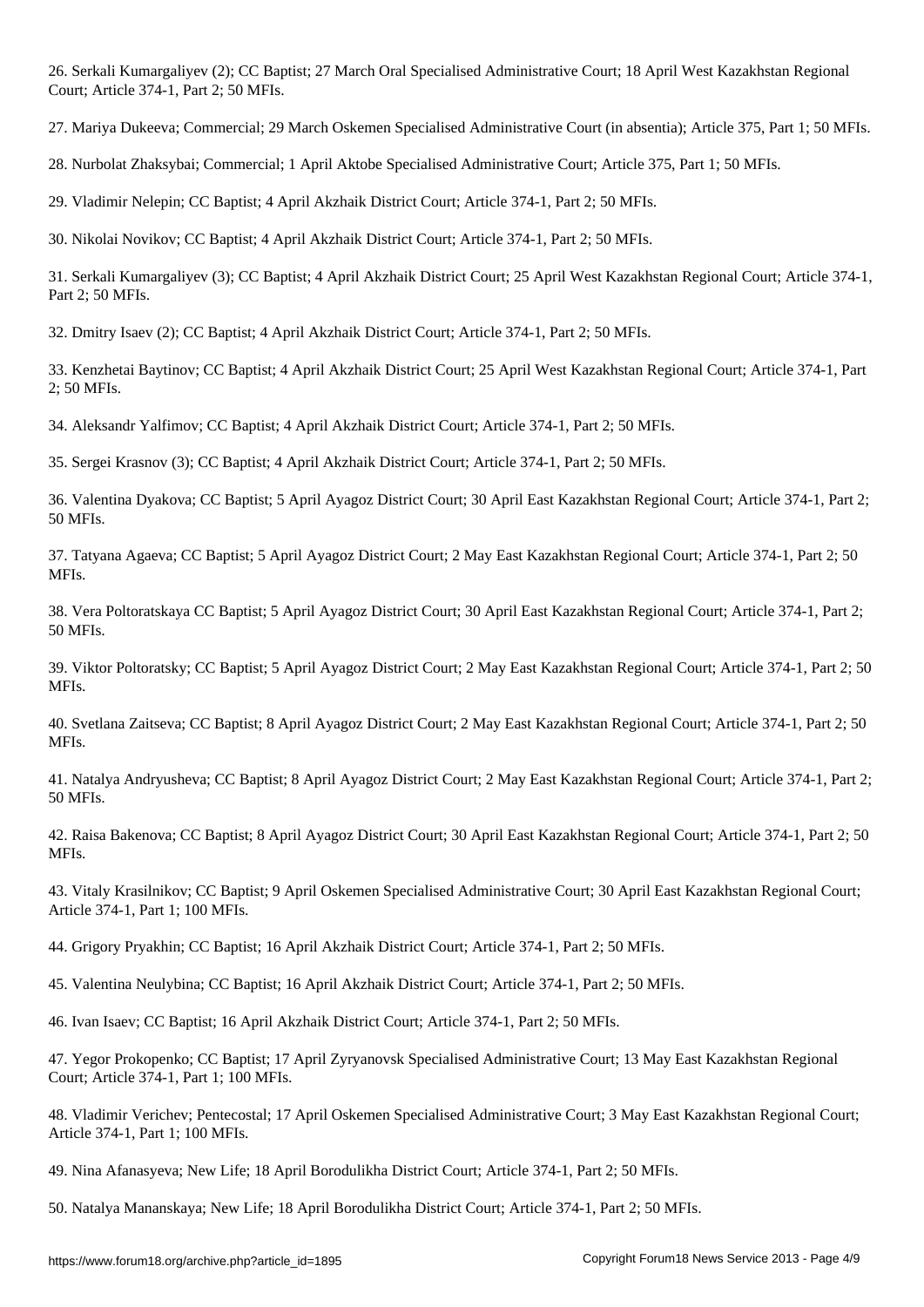26. Serkali Kumargaliyev (2); CC Baptist; 27 March Oral Specialised Administrative Court; 18 April West Kazakhstan Regional Court; Article 374-1, Part 2; 50 MFIs.

27. Mariya Dukeeva; Commercial; 29 March Oskemen Specialised Administrative Court (in absentia); Article 375, Part 1; 50 MFIs.

28. Nurbolat Zhaksybai; Commercial; 1 April Aktobe Specialised Administrative Court; Article 375, Part 1; 50 MFIs.

29. Vladimir Nelepin; CC Baptist; 4 April Akzhaik District Court; Article 374-1, Part 2; 50 MFIs.

30. Nikolai Novikov; CC Baptist; 4 April Akzhaik District Court; Article 374-1, Part 2; 50 MFIs.

31. Serkali Kumargaliyev (3); CC Baptist; 4 April Akzhaik District Court; 25 April West Kazakhstan Regional Court; Article 374-1, Part 2; 50 MFIs.

32. Dmitry Isaev (2); CC Baptist; 4 April Akzhaik District Court; Article 374-1, Part 2; 50 MFIs.

33. Kenzhetai Baytinov; CC Baptist; 4 April Akzhaik District Court; 25 April West Kazakhstan Regional Court; Article 374-1, Part 2; 50 MFIs.

34. Aleksandr Yalfimov; CC Baptist; 4 April Akzhaik District Court; Article 374-1, Part 2; 50 MFIs.

35. Sergei Krasnov (3); CC Baptist; 4 April Akzhaik District Court; Article 374-1, Part 2; 50 MFIs.

36. Valentina Dyakova; CC Baptist; 5 April Ayagoz District Court; 30 April East Kazakhstan Regional Court; Article 374-1, Part 2; 50 MFIs.

37. Tatyana Agaeva; CC Baptist; 5 April Ayagoz District Court; 2 May East Kazakhstan Regional Court; Article 374-1, Part 2; 50 MFIs.

38. Vera Poltoratskaya CC Baptist; 5 April Ayagoz District Court; 30 April East Kazakhstan Regional Court; Article 374-1, Part 2; 50 MFIs.

39. Viktor Poltoratsky; CC Baptist; 5 April Ayagoz District Court; 2 May East Kazakhstan Regional Court; Article 374-1, Part 2; 50 MFIs.

40. Svetlana Zaitseva; CC Baptist; 8 April Ayagoz District Court; 2 May East Kazakhstan Regional Court; Article 374-1, Part 2; 50 MFIs.

41. Natalya Andryusheva; CC Baptist; 8 April Ayagoz District Court; 2 May East Kazakhstan Regional Court; Article 374-1, Part 2; 50 MFIs.

42. Raisa Bakenova; CC Baptist; 8 April Ayagoz District Court; 30 April East Kazakhstan Regional Court; Article 374-1, Part 2; 50 MFIs.

43. Vitaly Krasilnikov; CC Baptist; 9 April Oskemen Specialised Administrative Court; 30 April East Kazakhstan Regional Court; Article 374-1, Part 1; 100 MFIs.

44. Grigory Pryakhin; CC Baptist; 16 April Akzhaik District Court; Article 374-1, Part 2; 50 MFIs.

45. Valentina Neulybina; CC Baptist; 16 April Akzhaik District Court; Article 374-1, Part 2; 50 MFIs.

46. Ivan Isaev; CC Baptist; 16 April Akzhaik District Court; Article 374-1, Part 2; 50 MFIs.

47. Yegor Prokopenko; CC Baptist; 17 April Zyryanovsk Specialised Administrative Court; 13 May East Kazakhstan Regional Court; Article 374-1, Part 1; 100 MFIs.

48. Vladimir Verichev; Pentecostal; 17 April Oskemen Specialised Administrative Court; 3 May East Kazakhstan Regional Court; Article 374-1, Part 1; 100 MFIs.

49. Nina Afanasyeva; New Life; 18 April Borodulikha District Court; Article 374-1, Part 2; 50 MFIs.

50. Natalya Mananskaya; New Life; 18 April Borodulikha District Court; Article 374-1, Part 2; 50 MFIs.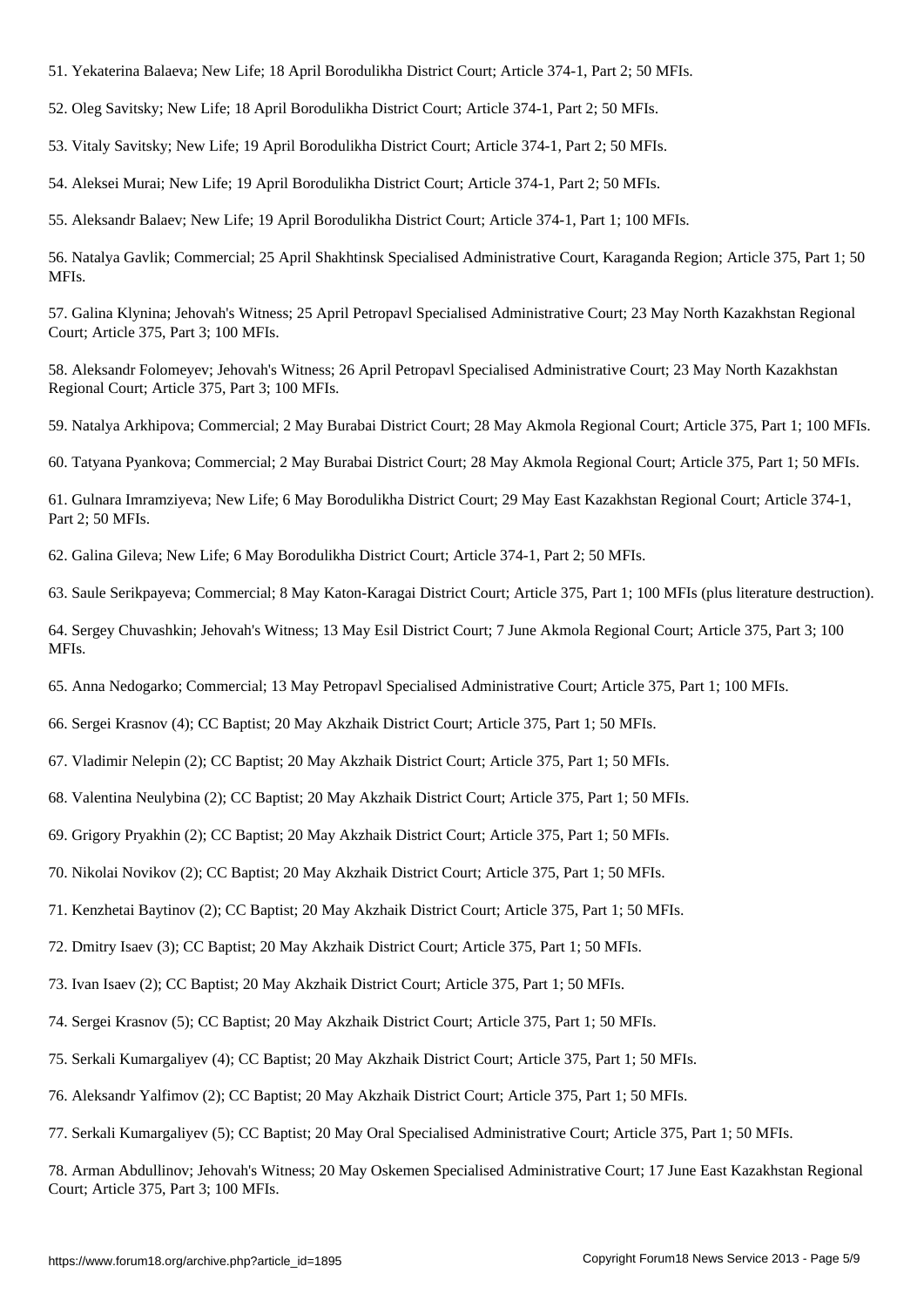51. Yekaterina Balaeva; New Life; 18 April Borodulikha District Court; Article 374-1, Part 2; 50 MFIs.

52. Oleg Savitsky; New Life; 18 April Borodulikha District Court; Article 374-1, Part 2; 50 MFIs.

53. Vitaly Savitsky; New Life; 19 April Borodulikha District Court; Article 374-1, Part 2; 50 MFIs.

54. Aleksei Murai; New Life; 19 April Borodulikha District Court; Article 374-1, Part 2; 50 MFIs.

55. Aleksandr Balaev; New Life; 19 April Borodulikha District Court; Article 374-1, Part 1; 100 MFIs.

56. Natalya Gavlik; Commercial; 25 April Shakhtinsk Specialised Administrative Court, Karaganda Region; Article 375, Part 1; 50 MFIs.

57. Galina Klynina; Jehovah's Witness; 25 April Petropavl Specialised Administrative Court; 23 May North Kazakhstan Regional Court; Article 375, Part 3; 100 MFIs.

58. Aleksandr Folomeyev; Jehovah's Witness; 26 April Petropavl Specialised Administrative Court; 23 May North Kazakhstan Regional Court; Article 375, Part 3; 100 MFIs.

59. Natalya Arkhipova; Commercial; 2 May Burabai District Court; 28 May Akmola Regional Court; Article 375, Part 1; 100 MFIs.

60. Tatyana Pyankova; Commercial; 2 May Burabai District Court; 28 May Akmola Regional Court; Article 375, Part 1; 50 MFIs.

61. Gulnara Imramziyeva; New Life; 6 May Borodulikha District Court; 29 May East Kazakhstan Regional Court; Article 374-1, Part 2; 50 MFIs.

62. Galina Gileva; New Life; 6 May Borodulikha District Court; Article 374-1, Part 2; 50 MFIs.

63. Saule Serikpayeva; Commercial; 8 May Katon-Karagai District Court; Article 375, Part 1; 100 MFIs (plus literature destruction).

64. Sergey Chuvashkin; Jehovah's Witness; 13 May Esil District Court; 7 June Akmola Regional Court; Article 375, Part 3; 100 MFIs.

65. Anna Nedogarko; Commercial; 13 May Petropavl Specialised Administrative Court; Article 375, Part 1; 100 MFIs.

66. Sergei Krasnov (4); CC Baptist; 20 May Akzhaik District Court; Article 375, Part 1; 50 MFIs.

67. Vladimir Nelepin (2); CC Baptist; 20 May Akzhaik District Court; Article 375, Part 1; 50 MFIs.

68. Valentina Neulybina (2); CC Baptist; 20 May Akzhaik District Court; Article 375, Part 1; 50 MFIs.

69. Grigory Pryakhin (2); CC Baptist; 20 May Akzhaik District Court; Article 375, Part 1; 50 MFIs.

70. Nikolai Novikov (2); CC Baptist; 20 May Akzhaik District Court; Article 375, Part 1; 50 MFIs.

71. Kenzhetai Baytinov (2); CC Baptist; 20 May Akzhaik District Court; Article 375, Part 1; 50 MFIs.

72. Dmitry Isaev (3); CC Baptist; 20 May Akzhaik District Court; Article 375, Part 1; 50 MFIs.

73. Ivan Isaev (2); CC Baptist; 20 May Akzhaik District Court; Article 375, Part 1; 50 MFIs.

74. Sergei Krasnov (5); CC Baptist; 20 May Akzhaik District Court; Article 375, Part 1; 50 MFIs.

75. Serkali Kumargaliyev (4); CC Baptist; 20 May Akzhaik District Court; Article 375, Part 1; 50 MFIs.

76. Aleksandr Yalfimov (2); CC Baptist; 20 May Akzhaik District Court; Article 375, Part 1; 50 MFIs.

77. Serkali Kumargaliyev (5); CC Baptist; 20 May Oral Specialised Administrative Court; Article 375, Part 1; 50 MFIs.

78. Arman Abdullinov; Jehovah's Witness; 20 May Oskemen Specialised Administrative Court; 17 June East Kazakhstan Regional Court; Article 375, Part 3; 100 MFIs.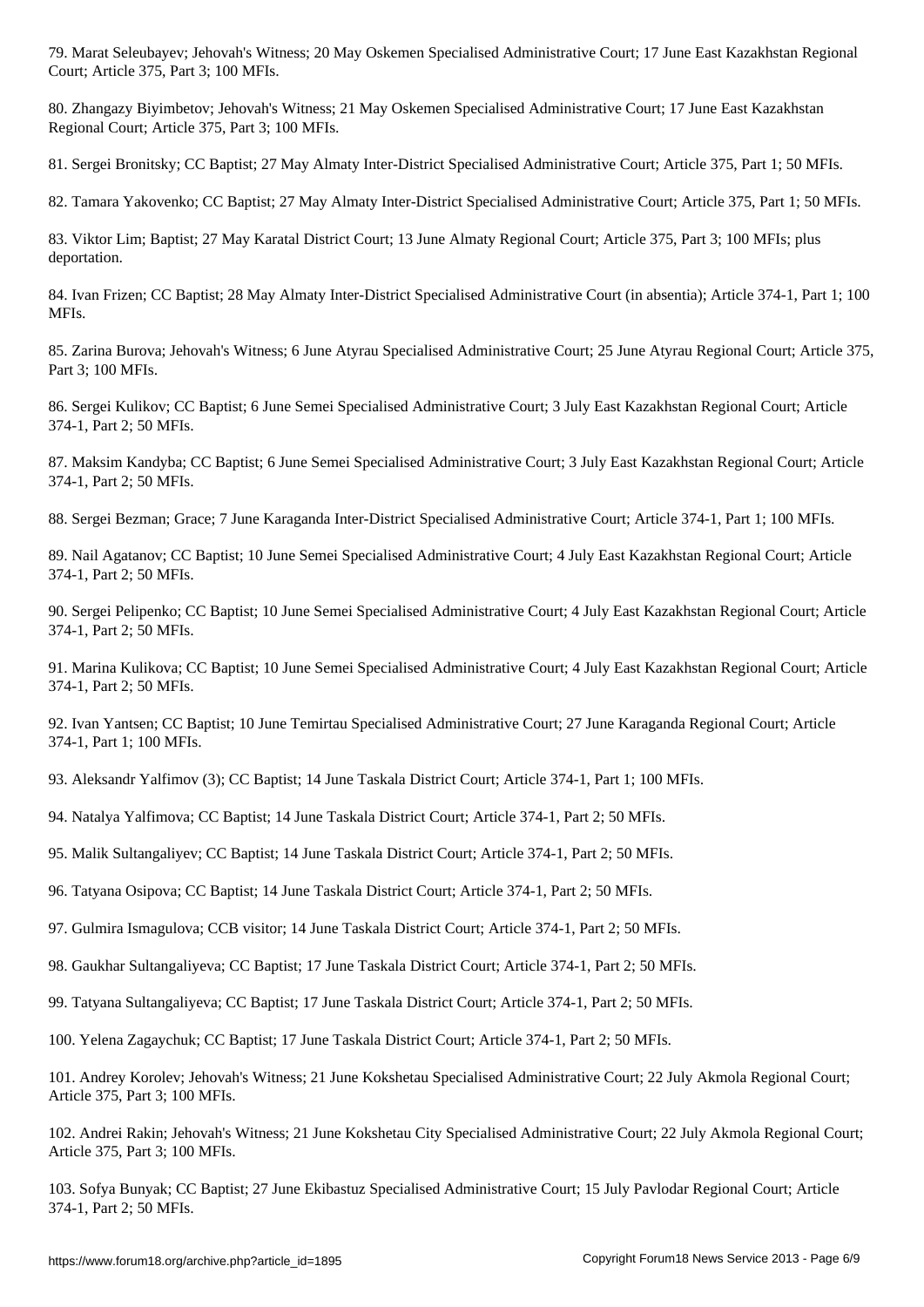79. Marat Seleubayev; Jehovah's Witness; 20 May Oskemen Specialised Administrative Court; 17 June East Kazakhstan Regional Court; Article 375, Part 3; 100 MFIs.

80. Zhangazy Biyimbetov; Jehovah's Witness; 21 May Oskemen Specialised Administrative Court; 17 June East Kazakhstan Regional Court; Article 375, Part 3; 100 MFIs.

81. Sergei Bronitsky; CC Baptist; 27 May Almaty Inter-District Specialised Administrative Court; Article 375, Part 1; 50 MFIs.

82. Tamara Yakovenko; CC Baptist; 27 May Almaty Inter-District Specialised Administrative Court; Article 375, Part 1; 50 MFIs.

83. Viktor Lim; Baptist; 27 May Karatal District Court; 13 June Almaty Regional Court; Article 375, Part 3; 100 MFIs; plus deportation.

84. Ivan Frizen; CC Baptist; 28 May Almaty Inter-District Specialised Administrative Court (in absentia); Article 374-1, Part 1; 100 MFIs.

85. Zarina Burova; Jehovah's Witness; 6 June Atyrau Specialised Administrative Court; 25 June Atyrau Regional Court; Article 375, Part 3; 100 MFIs.

86. Sergei Kulikov; CC Baptist; 6 June Semei Specialised Administrative Court; 3 July East Kazakhstan Regional Court; Article 374-1, Part 2; 50 MFIs.

87. Maksim Kandyba; CC Baptist; 6 June Semei Specialised Administrative Court; 3 July East Kazakhstan Regional Court; Article 374-1, Part 2; 50 MFIs.

88. Sergei Bezman; Grace; 7 June Karaganda Inter-District Specialised Administrative Court; Article 374-1, Part 1; 100 MFIs.

89. Nail Agatanov; CC Baptist; 10 June Semei Specialised Administrative Court; 4 July East Kazakhstan Regional Court; Article 374-1, Part 2; 50 MFIs.

90. Sergei Pelipenko; CC Baptist; 10 June Semei Specialised Administrative Court; 4 July East Kazakhstan Regional Court; Article 374-1, Part 2; 50 MFIs.

91. Marina Kulikova; CC Baptist; 10 June Semei Specialised Administrative Court; 4 July East Kazakhstan Regional Court; Article 374-1, Part 2; 50 MFIs.

92. Ivan Yantsen; CC Baptist; 10 June Temirtau Specialised Administrative Court; 27 June Karaganda Regional Court; Article 374-1, Part 1; 100 MFIs.

93. Aleksandr Yalfimov (3); CC Baptist; 14 June Taskala District Court; Article 374-1, Part 1; 100 MFIs.

94. Natalya Yalfimova; CC Baptist; 14 June Taskala District Court; Article 374-1, Part 2; 50 MFIs.

95. Malik Sultangaliyev; CC Baptist; 14 June Taskala District Court; Article 374-1, Part 2; 50 MFIs.

96. Tatyana Osipova; CC Baptist; 14 June Taskala District Court; Article 374-1, Part 2; 50 MFIs.

97. Gulmira Ismagulova; CCB visitor; 14 June Taskala District Court; Article 374-1, Part 2; 50 MFIs.

98. Gaukhar Sultangaliyeva; CC Baptist; 17 June Taskala District Court; Article 374-1, Part 2; 50 MFIs.

99. Tatyana Sultangaliyeva; CC Baptist; 17 June Taskala District Court; Article 374-1, Part 2; 50 MFIs.

100. Yelena Zagaychuk; CC Baptist; 17 June Taskala District Court; Article 374-1, Part 2; 50 MFIs.

101. Andrey Korolev; Jehovah's Witness; 21 June Kokshetau Specialised Administrative Court; 22 July Akmola Regional Court; Article 375, Part 3; 100 MFIs.

102. Andrei Rakin; Jehovah's Witness; 21 June Kokshetau City Specialised Administrative Court; 22 July Akmola Regional Court; Article 375, Part 3; 100 MFIs.

103. Sofya Bunyak; CC Baptist; 27 June Ekibastuz Specialised Administrative Court; 15 July Pavlodar Regional Court; Article 374-1, Part 2; 50 MFIs.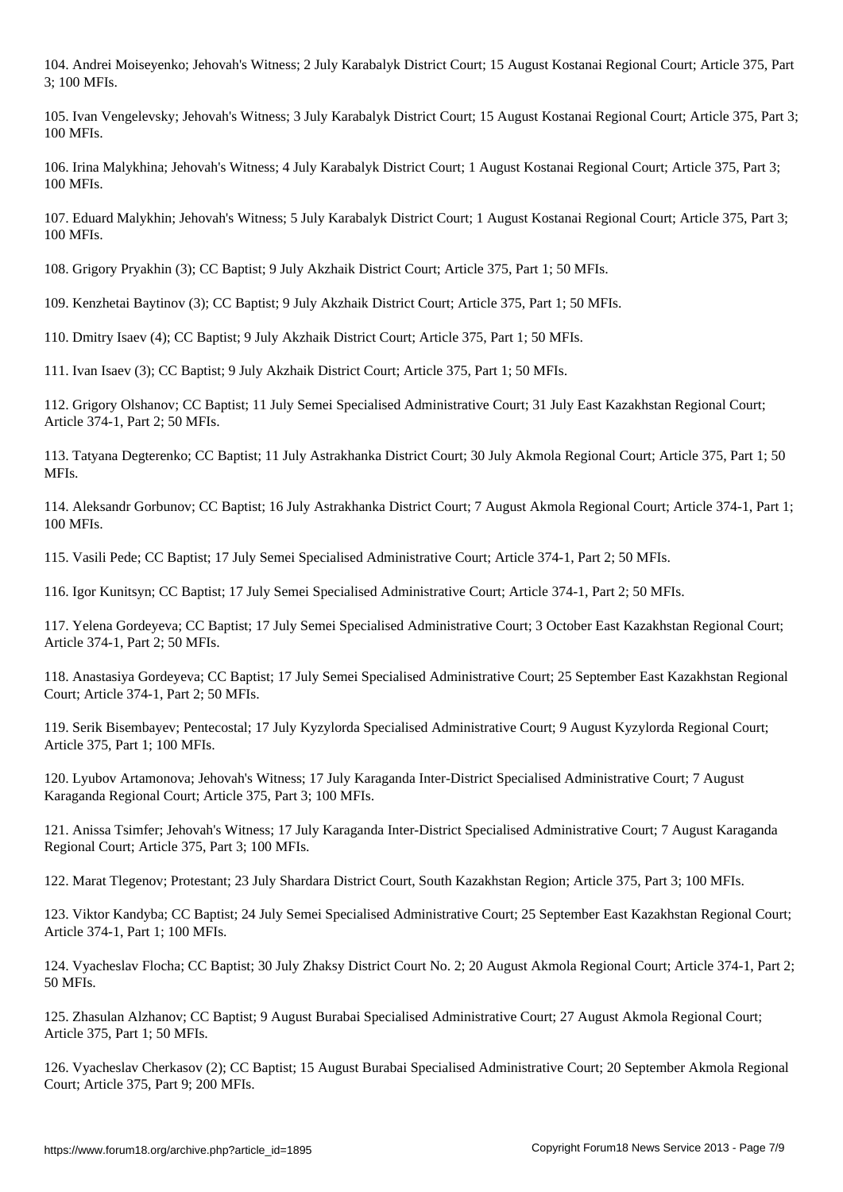104. Andrei Moiseyenko; Jehovah's Witness; 2 July Karabalyk District Court; 15 August Kostanai Regional Court; Article 375, Part 3; 100 MFIs.

105. Ivan Vengelevsky; Jehovah's Witness; 3 July Karabalyk District Court; 15 August Kostanai Regional Court; Article 375, Part 3; 100 MFIs.

106. Irina Malykhina; Jehovah's Witness; 4 July Karabalyk District Court; 1 August Kostanai Regional Court; Article 375, Part 3; 100 MFIs.

107. Eduard Malykhin; Jehovah's Witness; 5 July Karabalyk District Court; 1 August Kostanai Regional Court; Article 375, Part 3; 100 MFIs.

108. Grigory Pryakhin (3); CC Baptist; 9 July Akzhaik District Court; Article 375, Part 1; 50 MFIs.

109. Kenzhetai Baytinov (3); CC Baptist; 9 July Akzhaik District Court; Article 375, Part 1; 50 MFIs.

110. Dmitry Isaev (4); CC Baptist; 9 July Akzhaik District Court; Article 375, Part 1; 50 MFIs.

111. Ivan Isaev (3); CC Baptist; 9 July Akzhaik District Court; Article 375, Part 1; 50 MFIs.

112. Grigory Olshanov; CC Baptist; 11 July Semei Specialised Administrative Court; 31 July East Kazakhstan Regional Court; Article 374-1, Part 2; 50 MFIs.

113. Tatyana Degterenko; CC Baptist; 11 July Astrakhanka District Court; 30 July Akmola Regional Court; Article 375, Part 1; 50 MFIs.

114. Aleksandr Gorbunov; CC Baptist; 16 July Astrakhanka District Court; 7 August Akmola Regional Court; Article 374-1, Part 1; 100 MFIs.

115. Vasili Pede; CC Baptist; 17 July Semei Specialised Administrative Court; Article 374-1, Part 2; 50 MFIs.

116. Igor Kunitsyn; CC Baptist; 17 July Semei Specialised Administrative Court; Article 374-1, Part 2; 50 MFIs.

117. Yelena Gordeyeva; CC Baptist; 17 July Semei Specialised Administrative Court; 3 October East Kazakhstan Regional Court; Article 374-1, Part 2; 50 MFIs.

118. Anastasiya Gordeyeva; CC Baptist; 17 July Semei Specialised Administrative Court; 25 September East Kazakhstan Regional Court; Article 374-1, Part 2; 50 MFIs.

119. Serik Bisembayev; Pentecostal; 17 July Kyzylorda Specialised Administrative Court; 9 August Kyzylorda Regional Court; Article 375, Part 1; 100 MFIs.

120. Lyubov Artamonova; Jehovah's Witness; 17 July Karaganda Inter-District Specialised Administrative Court; 7 August Karaganda Regional Court; Article 375, Part 3; 100 MFIs.

121. Anissa Tsimfer; Jehovah's Witness; 17 July Karaganda Inter-District Specialised Administrative Court; 7 August Karaganda Regional Court; Article 375, Part 3; 100 MFIs.

122. Marat Tlegenov; Protestant; 23 July Shardara District Court, South Kazakhstan Region; Article 375, Part 3; 100 MFIs.

123. Viktor Kandyba; CC Baptist; 24 July Semei Specialised Administrative Court; 25 September East Kazakhstan Regional Court; Article 374-1, Part 1; 100 MFIs.

124. Vyacheslav Flocha; CC Baptist; 30 July Zhaksy District Court No. 2; 20 August Akmola Regional Court; Article 374-1, Part 2; 50 MFIs.

125. Zhasulan Alzhanov; CC Baptist; 9 August Burabai Specialised Administrative Court; 27 August Akmola Regional Court; Article 375, Part 1; 50 MFIs.

126. Vyacheslav Cherkasov (2); CC Baptist; 15 August Burabai Specialised Administrative Court; 20 September Akmola Regional Court; Article 375, Part 9; 200 MFIs.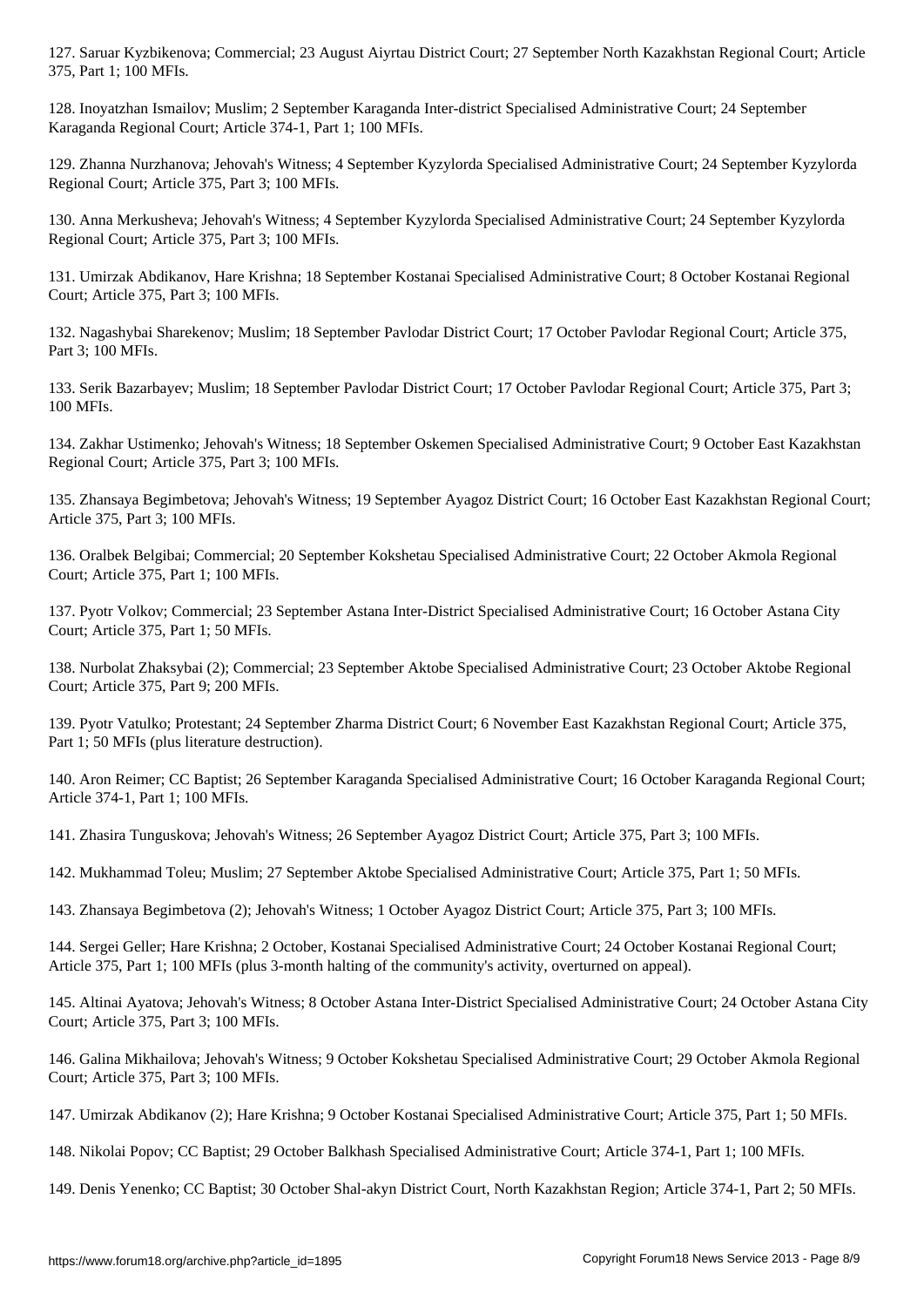127. Saruar Kyzbikenova; Commercial; 23 August Aiyrtau District Court; 27 September North Kazakhstan Regional Court; Article 375, Part 1; 100 MFIs.

128. Inoyatzhan Ismailov; Muslim; 2 September Karaganda Inter-district Specialised Administrative Court; 24 September Karaganda Regional Court; Article 374-1, Part 1; 100 MFIs.

129. Zhanna Nurzhanova; Jehovah's Witness; 4 September Kyzylorda Specialised Administrative Court; 24 September Kyzylorda Regional Court; Article 375, Part 3; 100 MFIs.

130. Anna Merkusheva; Jehovah's Witness; 4 September Kyzylorda Specialised Administrative Court; 24 September Kyzylorda Regional Court; Article 375, Part 3; 100 MFIs.

131. Umirzak Abdikanov, Hare Krishna; 18 September Kostanai Specialised Administrative Court; 8 October Kostanai Regional Court; Article 375, Part 3; 100 MFIs.

132. Nagashybai Sharekenov; Muslim; 18 September Pavlodar District Court; 17 October Pavlodar Regional Court; Article 375, Part 3; 100 MFIs.

133. Serik Bazarbayev; Muslim; 18 September Pavlodar District Court; 17 October Pavlodar Regional Court; Article 375, Part 3; 100 MFIs.

134. Zakhar Ustimenko; Jehovah's Witness; 18 September Oskemen Specialised Administrative Court; 9 October East Kazakhstan Regional Court; Article 375, Part 3; 100 MFIs.

135. Zhansaya Begimbetova; Jehovah's Witness; 19 September Ayagoz District Court; 16 October East Kazakhstan Regional Court; Article 375, Part 3; 100 MFIs.

136. Oralbek Belgibai; Commercial; 20 September Kokshetau Specialised Administrative Court; 22 October Akmola Regional Court; Article 375, Part 1; 100 MFIs.

137. Pyotr Volkov; Commercial; 23 September Astana Inter-District Specialised Administrative Court; 16 October Astana City Court; Article 375, Part 1; 50 MFIs.

138. Nurbolat Zhaksybai (2); Commercial; 23 September Aktobe Specialised Administrative Court; 23 October Aktobe Regional Court; Article 375, Part 9; 200 MFIs.

139. Pyotr Vatulko; Protestant; 24 September Zharma District Court; 6 November East Kazakhstan Regional Court; Article 375, Part 1; 50 MFIs (plus literature destruction).

140. Aron Reimer; CC Baptist; 26 September Karaganda Specialised Administrative Court; 16 October Karaganda Regional Court; Article 374-1, Part 1; 100 MFIs.

141. Zhasira Tunguskova; Jehovah's Witness; 26 September Ayagoz District Court; Article 375, Part 3; 100 MFIs.

142. Mukhammad Toleu; Muslim; 27 September Aktobe Specialised Administrative Court; Article 375, Part 1; 50 MFIs.

143. Zhansaya Begimbetova (2); Jehovah's Witness; 1 October Ayagoz District Court; Article 375, Part 3; 100 MFIs.

144. Sergei Geller; Hare Krishna; 2 October, Kostanai Specialised Administrative Court; 24 October Kostanai Regional Court; Article 375, Part 1; 100 MFIs (plus 3-month halting of the community's activity, overturned on appeal).

145. Altinai Ayatova; Jehovah's Witness; 8 October Astana Inter-District Specialised Administrative Court; 24 October Astana City Court; Article 375, Part 3; 100 MFIs.

146. Galina Mikhailova; Jehovah's Witness; 9 October Kokshetau Specialised Administrative Court; 29 October Akmola Regional Court; Article 375, Part 3; 100 MFIs.

147. Umirzak Abdikanov (2); Hare Krishna; 9 October Kostanai Specialised Administrative Court; Article 375, Part 1; 50 MFIs.

148. Nikolai Popov; CC Baptist; 29 October Balkhash Specialised Administrative Court; Article 374-1, Part 1; 100 MFIs.

149. Denis Yenenko; CC Baptist; 30 October Shal-akyn District Court, North Kazakhstan Region; Article 374-1, Part 2; 50 MFIs.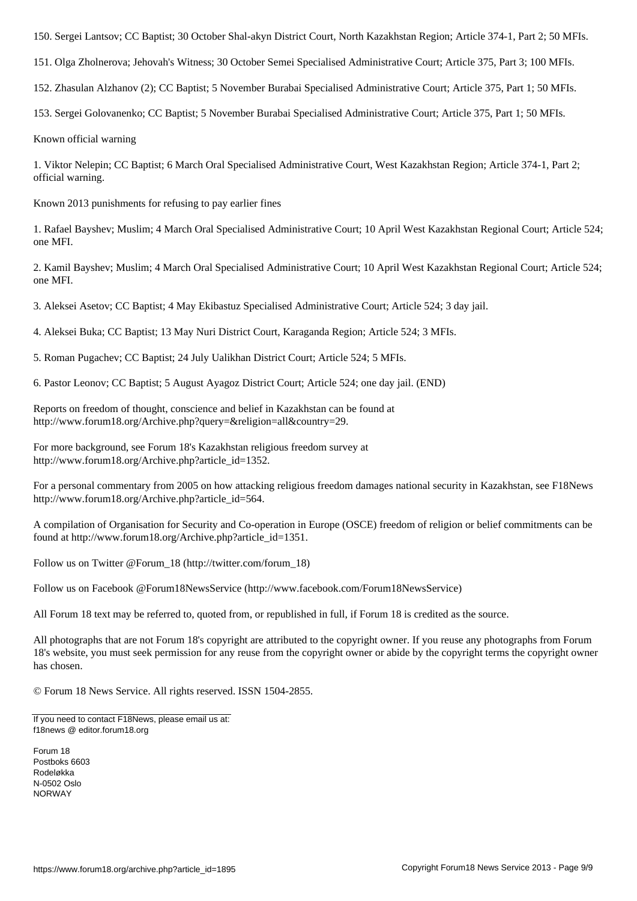150. Sergei Lantsov; CC Baptist; 30 October Shal-akyn District Court, North Kazakhstan Region; Article 374-1, Part 2; 50 MFIs.

151. Olga Zholnerova; Jehovah's Witness; 30 October Semei Specialised Administrative Court; Article 375, Part 3; 100 MFIs.

152. Zhasulan Alzhanov (2); CC Baptist; 5 November Burabai Specialised Administrative Court; Article 375, Part 1; 50 MFIs.

153. Sergei Golovanenko; CC Baptist; 5 November Burabai Specialised Administrative Court; Article 375, Part 1; 50 MFIs.

Known official warning

1. Viktor Nelepin; CC Baptist; 6 March Oral Specialised Administrative Court, West Kazakhstan Region; Article 374-1, Part 2; official warning.

Known 2013 punishments for refusing to pay earlier fines

1. Rafael Bayshev; Muslim; 4 March Oral Specialised Administrative Court; 10 April West Kazakhstan Regional Court; Article 524; one MFI.

2. Kamil Bayshev; Muslim; 4 March Oral Specialised Administrative Court; 10 April West Kazakhstan Regional Court; Article 524; one MFI.

3. Aleksei Asetov; CC Baptist; 4 May Ekibastuz Specialised Administrative Court; Article 524; 3 day jail.

4. Aleksei Buka; CC Baptist; 13 May Nuri District Court, Karaganda Region; Article 524; 3 MFIs.

5. Roman Pugachev; CC Baptist; 24 July Ualikhan District Court; Article 524; 5 MFIs.

6. Pastor Leonov; CC Baptist; 5 August Ayagoz District Court; Article 524; one day jail. (END)

Reports on freedom of thought, conscience and belief in Kazakhstan can be found at http://www.forum18.org/Archive.php?query=&religion=all&country=29.

For more background, see Forum 18's Kazakhstan religious freedom survey at http://www.forum18.org/Archive.php?article_id=1352.

For a personal commentary from 2005 on how attacking religious freedom damages national security in Kazakhstan, see F18News http://www.forum18.org/Archive.php?article_id=564.

A compilation of Organisation for Security and Co-operation in Europe (OSCE) freedom of religion or belief commitments can be found at http://www.forum18.org/Archive.php?article_id=1351.

Follow us on Twitter @Forum_18 (http://twitter.com/forum_18)

Follow us on Facebook @Forum18NewsService (http://www.facebook.com/Forum18NewsService)

All Forum 18 text may be referred to, quoted from, or republished in full, if Forum 18 is credited as the source.

All photographs that are not Forum 18's copyright are attributed to the copyright owner. If you reuse any photographs from Forum 18's website, you must seek permission for any reuse from the copyright owner or abide by the copyright terms the copyright owner has chosen.

© Forum 18 News Service. All rights reserved. ISSN 1504-2855.

If you need to contact F18News, please email us at:
f18news @ editor.forum18.org

Forum 18
Postboks 6603
Rodeløkka
N-0502 Oslo
NORWAY